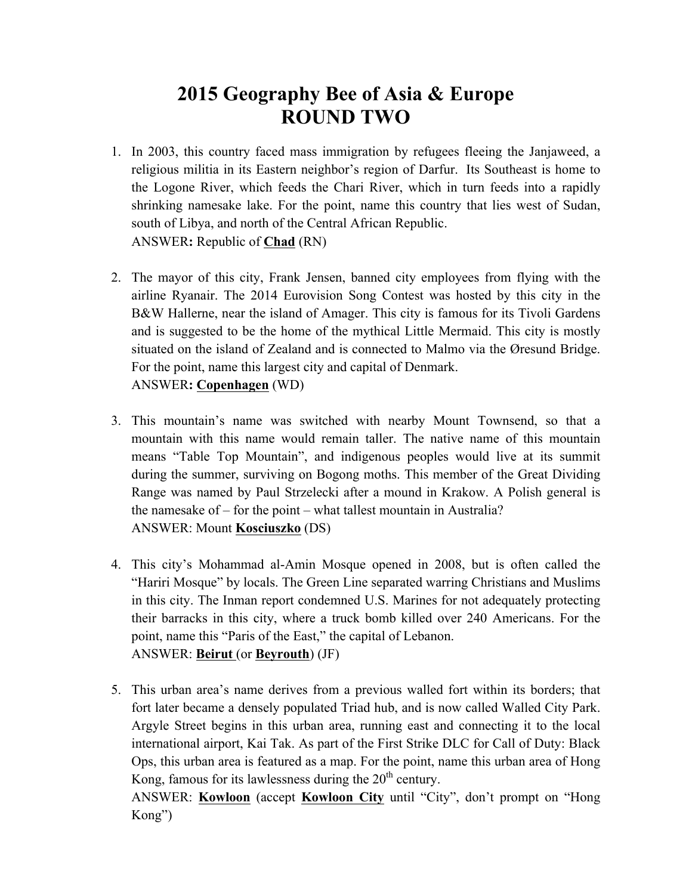# 2015 Geography Bee of Asia & Europe
# ROUND TWO

1. In 2003, this country faced mass immigration by refugees fleeing the Janjaweed, a religious militia in its Eastern neighbor's region of Darfur. Its Southeast is home to the Logone River, which feeds the Chari River, which in turn feeds into a rapidly shrinking namesake lake. For the point, name this country that lies west of Sudan, south of Libya, and north of the Central African Republic.
   ANSWER**:** Republic of **Chad** (RN)

2. The mayor of this city, Frank Jensen, banned city employees from flying with the airline Ryanair. The 2014 Eurovision Song Contest was hosted by this city in the B&W Hallerne, near the island of Amager. This city is famous for its Tivoli Gardens and is suggested to be the home of the mythical Little Mermaid. This city is mostly situated on the island of Zealand and is connected to Malmo via the Øresund Bridge. For the point, name this largest city and capital of Denmark.
   ANSWER**: Copenhagen** (WD)

3. This mountain's name was switched with nearby Mount Townsend, so that a mountain with this name would remain taller. The native name of this mountain means "Table Top Mountain", and indigenous peoples would live at its summit during the summer, surviving on Bogong moths. This member of the Great Dividing Range was named by Paul Strzelecki after a mound in Krakow. A Polish general is the namesake of – for the point – what tallest mountain in Australia?
   ANSWER: Mount **Kosciuszko** (DS)

4. This city's Mohammad al-Amin Mosque opened in 2008, but is often called the "Hariri Mosque" by locals. The Green Line separated warring Christians and Muslims in this city. The Inman report condemned U.S. Marines for not adequately protecting their barracks in this city, where a truck bomb killed over 240 Americans. For the point, name this "Paris of the East," the capital of Lebanon.
   ANSWER: **Beirut** (or **Beyrouth**) (JF)

5. This urban area's name derives from a previous walled fort within its borders; that fort later became a densely populated Triad hub, and is now called Walled City Park. Argyle Street begins in this urban area, running east and connecting it to the local international airport, Kai Tak. As part of the First Strike DLC for Call of Duty: Black Ops, this urban area is featured as a map. For the point, name this urban area of Hong Kong, famous for its lawlessness during the 20th century.
   ANSWER: **Kowloon** (accept **Kowloon City** until "City", don't prompt on "Hong Kong")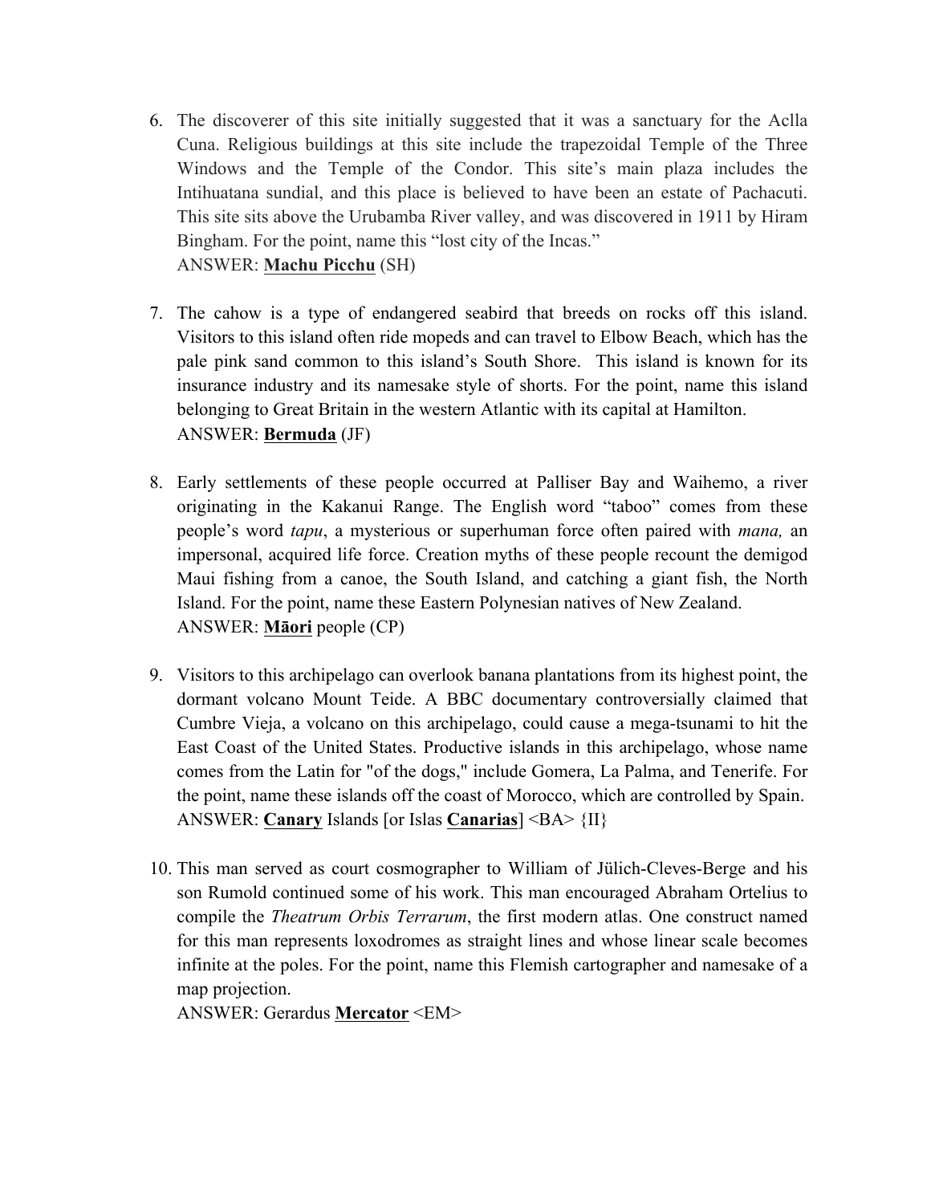6. The discoverer of this site initially suggested that it was a sanctuary for the Aclla Cuna. Religious buildings at this site include the trapezoidal Temple of the Three Windows and the Temple of the Condor. This site's main plaza includes the Intihuatana sundial, and this place is believed to have been an estate of Pachacuti. This site sits above the Urubamba River valley, and was discovered in 1911 by Hiram Bingham. For the point, name this "lost city of the Incas."
   ANSWER: **<u>Machu Picchu</u>** (SH)

7. The cahow is a type of endangered seabird that breeds on rocks off this island. Visitors to this island often ride mopeds and can travel to Elbow Beach, which has the pale pink sand common to this island's South Shore. This island is known for its insurance industry and its namesake style of shorts. For the point, name this island belonging to Great Britain in the western Atlantic with its capital at Hamilton.
   ANSWER: **<u>Bermuda</u>** (JF)

8. Early settlements of these people occurred at Palliser Bay and Waihemo, a river originating in the Kakanui Range. The English word "taboo" comes from these people's word *tapu*, a mysterious or superhuman force often paired with *mana,* an impersonal, acquired life force. Creation myths of these people recount the demigod Maui fishing from a canoe, the South Island, and catching a giant fish, the North Island. For the point, name these Eastern Polynesian natives of New Zealand.
   ANSWER: **<u>Māori</u>** people (CP)

9. Visitors to this archipelago can overlook banana plantations from its highest point, the dormant volcano Mount Teide. A BBC documentary controversially claimed that Cumbre Vieja, a volcano on this archipelago, could cause a mega-tsunami to hit the East Coast of the United States. Productive islands in this archipelago, whose name comes from the Latin for "of the dogs," include Gomera, La Palma, and Tenerife. For the point, name these islands off the coast of Morocco, which are controlled by Spain.
   ANSWER: **<u>Canary</u>** Islands [or Islas **<u>Canarias</u>**] <BA> {II}

10. This man served as court cosmographer to William of Jülich-Cleves-Berge and his son Rumold continued some of his work. This man encouraged Abraham Ortelius to compile the *Theatrum Orbis Terrarum*, the first modern atlas. One construct named for this man represents loxodromes as straight lines and whose linear scale becomes infinite at the poles. For the point, name this Flemish cartographer and namesake of a map projection.
    ANSWER: Gerardus **<u>Mercator</u>** <EM>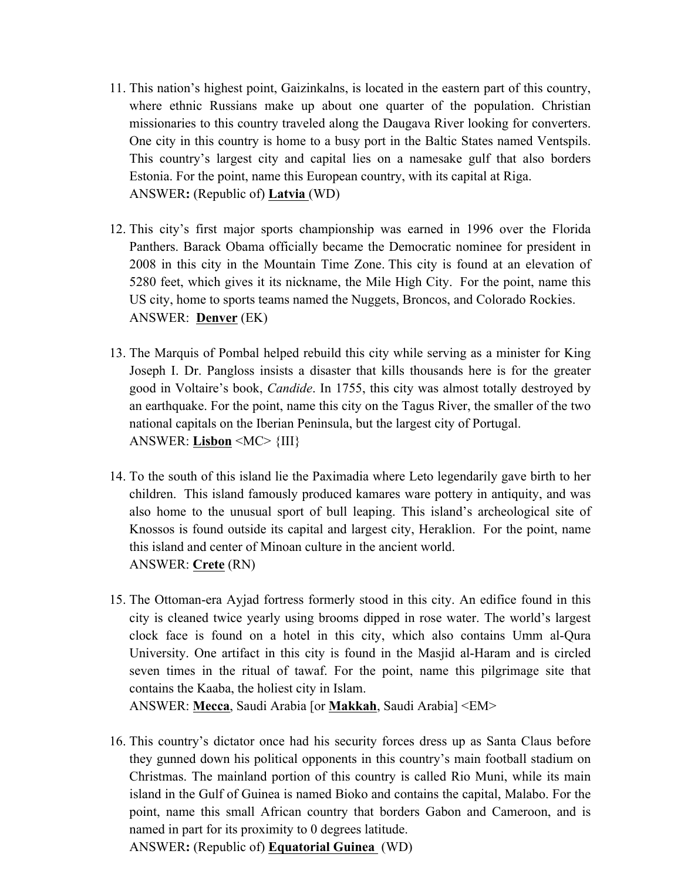11. This nation's highest point, Gaizinkalns, is located in the eastern part of this country, where ethnic Russians make up about one quarter of the population. Christian missionaries to this country traveled along the Daugava River looking for converters. One city in this country is home to a busy port in the Baltic States named Ventspils. This country's largest city and capital lies on a namesake gulf that also borders Estonia. For the point, name this European country, with its capital at Riga.
    ANSWER**:** (Republic of) **<u>Latvia</u>** (WD)

12. This city's first major sports championship was earned in 1996 over the Florida Panthers. Barack Obama officially became the Democratic nominee for president in 2008 in this city in the Mountain Time Zone. This city is found at an elevation of 5280 feet, which gives it its nickname, the Mile High City. For the point, name this US city, home to sports teams named the Nuggets, Broncos, and Colorado Rockies.
    ANSWER: **<u>Denver</u>** (EK)

13. The Marquis of Pombal helped rebuild this city while serving as a minister for King Joseph I. Dr. Pangloss insists a disaster that kills thousands here is for the greater good in Voltaire's book, *Candide*. In 1755, this city was almost totally destroyed by an earthquake. For the point, name this city on the Tagus River, the smaller of the two national capitals on the Iberian Peninsula, but the largest city of Portugal.
    ANSWER: **<u>Lisbon</u>** <MC> {III}

14. To the south of this island lie the Paximadia where Leto legendarily gave birth to her children. This island famously produced kamares ware pottery in antiquity, and was also home to the unusual sport of bull leaping. This island's archeological site of Knossos is found outside its capital and largest city, Heraklion. For the point, name this island and center of Minoan culture in the ancient world.
    ANSWER: **<u>Crete</u>** (RN)

15. The Ottoman-era Ayjad fortress formerly stood in this city. An edifice found in this city is cleaned twice yearly using brooms dipped in rose water. The world's largest clock face is found on a hotel in this city, which also contains Umm al-Qura University. One artifact in this city is found in the Masjid al-Haram and is circled seven times in the ritual of tawaf. For the point, name this pilgrimage site that contains the Kaaba, the holiest city in Islam.
    ANSWER: **<u>Mecca</u>**, Saudi Arabia [or **<u>Makkah</u>**, Saudi Arabia] <EM>

16. This country's dictator once had his security forces dress up as Santa Claus before they gunned down his political opponents in this country's main football stadium on Christmas. The mainland portion of this country is called Rio Muni, while its main island in the Gulf of Guinea is named Bioko and contains the capital, Malabo. For the point, name this small African country that borders Gabon and Cameroon, and is named in part for its proximity to 0 degrees latitude.
    ANSWER**:** (Republic of) **<u>Equatorial Guinea</u>** (WD)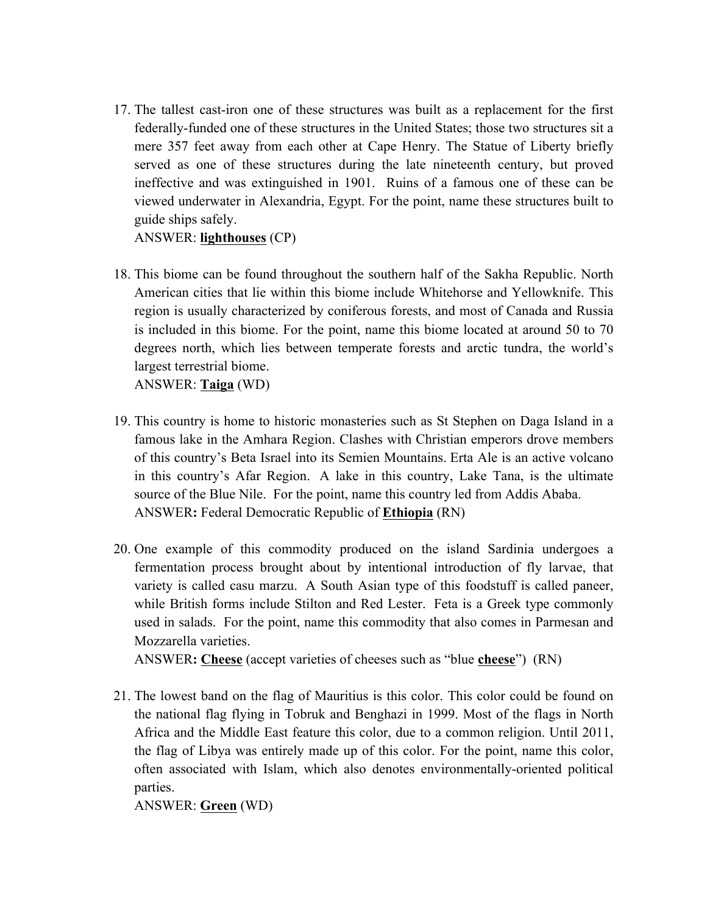17. The tallest cast-iron one of these structures was built as a replacement for the first federally-funded one of these structures in the United States; those two structures sit a mere 357 feet away from each other at Cape Henry. The Statue of Liberty briefly served as one of these structures during the late nineteenth century, but proved ineffective and was extinguished in 1901. Ruins of a famous one of these can be viewed underwater in Alexandria, Egypt. For the point, name these structures built to guide ships safely.
    ANSWER: **lighthouses** (CP)

18. This biome can be found throughout the southern half of the Sakha Republic. North American cities that lie within this biome include Whitehorse and Yellowknife. This region is usually characterized by coniferous forests, and most of Canada and Russia is included in this biome. For the point, name this biome located at around 50 to 70 degrees north, which lies between temperate forests and arctic tundra, the world's largest terrestrial biome.
    ANSWER: **Taiga** (WD)

19. This country is home to historic monasteries such as St Stephen on Daga Island in a famous lake in the Amhara Region. Clashes with Christian emperors drove members of this country's Beta Israel into its Semien Mountains. Erta Ale is an active volcano in this country's Afar Region. A lake in this country, Lake Tana, is the ultimate source of the Blue Nile. For the point, name this country led from Addis Ababa.
    ANSWER**:** Federal Democratic Republic of **Ethiopia** (RN)

20. One example of this commodity produced on the island Sardinia undergoes a fermentation process brought about by intentional introduction of fly larvae, that variety is called casu marzu. A South Asian type of this foodstuff is called paneer, while British forms include Stilton and Red Lester. Feta is a Greek type commonly used in salads. For the point, name this commodity that also comes in Parmesan and Mozzarella varieties.
    ANSWER**: Cheese** (accept varieties of cheeses such as "blue **cheese**") (RN)

21. The lowest band on the flag of Mauritius is this color. This color could be found on the national flag flying in Tobruk and Benghazi in 1999. Most of the flags in North Africa and the Middle East feature this color, due to a common religion. Until 2011, the flag of Libya was entirely made up of this color. For the point, name this color, often associated with Islam, which also denotes environmentally-oriented political parties.
    ANSWER: **Green** (WD)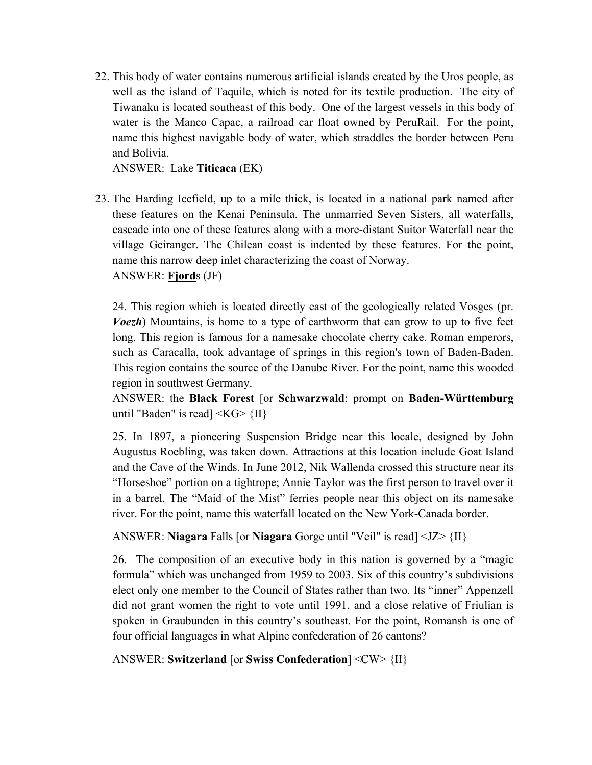22. This body of water contains numerous artificial islands created by the Uros people, as well as the island of Taquile, which is noted for its textile production. The city of Tiwanaku is located southeast of this body. One of the largest vessels in this body of water is the Manco Capac, a railroad car float owned by PeruRail. For the point, name this highest navigable body of water, which straddles the border between Peru and Bolivia.
ANSWER: Lake **<u>Titicaca</u>** (EK)

23. The Harding Icefield, up to a mile thick, is located in a national park named after these features on the Kenai Peninsula. The unmarried Seven Sisters, all waterfalls, cascade into one of these features along with a more-distant Suitor Waterfall near the village Geiranger. The Chilean coast is indented by these features. For the point, name this narrow deep inlet characterizing the coast of Norway.
ANSWER: **<u>Fjord</u>**s (JF)

24. This region which is located directly east of the geologically related Vosges (pr. ***Voezh***) Mountains, is home to a type of earthworm that can grow to up to five feet long. This region is famous for a namesake chocolate cherry cake. Roman emperors, such as Caracalla, took advantage of springs in this region's town of Baden-Baden. This region contains the source of the Danube River. For the point, name this wooded region in southwest Germany.

ANSWER: the **<u>Black Forest</u>** [or **<u>Schwarzwald</u>**; prompt on **<u>Baden-Württemburg</u>** until "Baden" is read] <KG> {II}

25. In 1897, a pioneering Suspension Bridge near this locale, designed by John Augustus Roebling, was taken down. Attractions at this location include Goat Island and the Cave of the Winds. In June 2012, Nik Wallenda crossed this structure near its "Horseshoe" portion on a tightrope; Annie Taylor was the first person to travel over it in a barrel. The "Maid of the Mist" ferries people near this object on its namesake river. For the point, name this waterfall located on the New York-Canada border.

ANSWER: **<u>Niagara</u>** Falls [or **<u>Niagara</u>** Gorge until "Veil" is read] <JZ> {II}

26. The composition of an executive body in this nation is governed by a "magic formula" which was unchanged from 1959 to 2003. Six of this country's subdivisions elect only one member to the Council of States rather than two. Its "inner" Appenzell did not grant women the right to vote until 1991, and a close relative of Friulian is spoken in Graubunden in this country's southeast. For the point, Romansh is one of four official languages in what Alpine confederation of 26 cantons?

ANSWER: **<u>Switzerland</u>** [or **<u>Swiss Confederation</u>**] <CW> {II}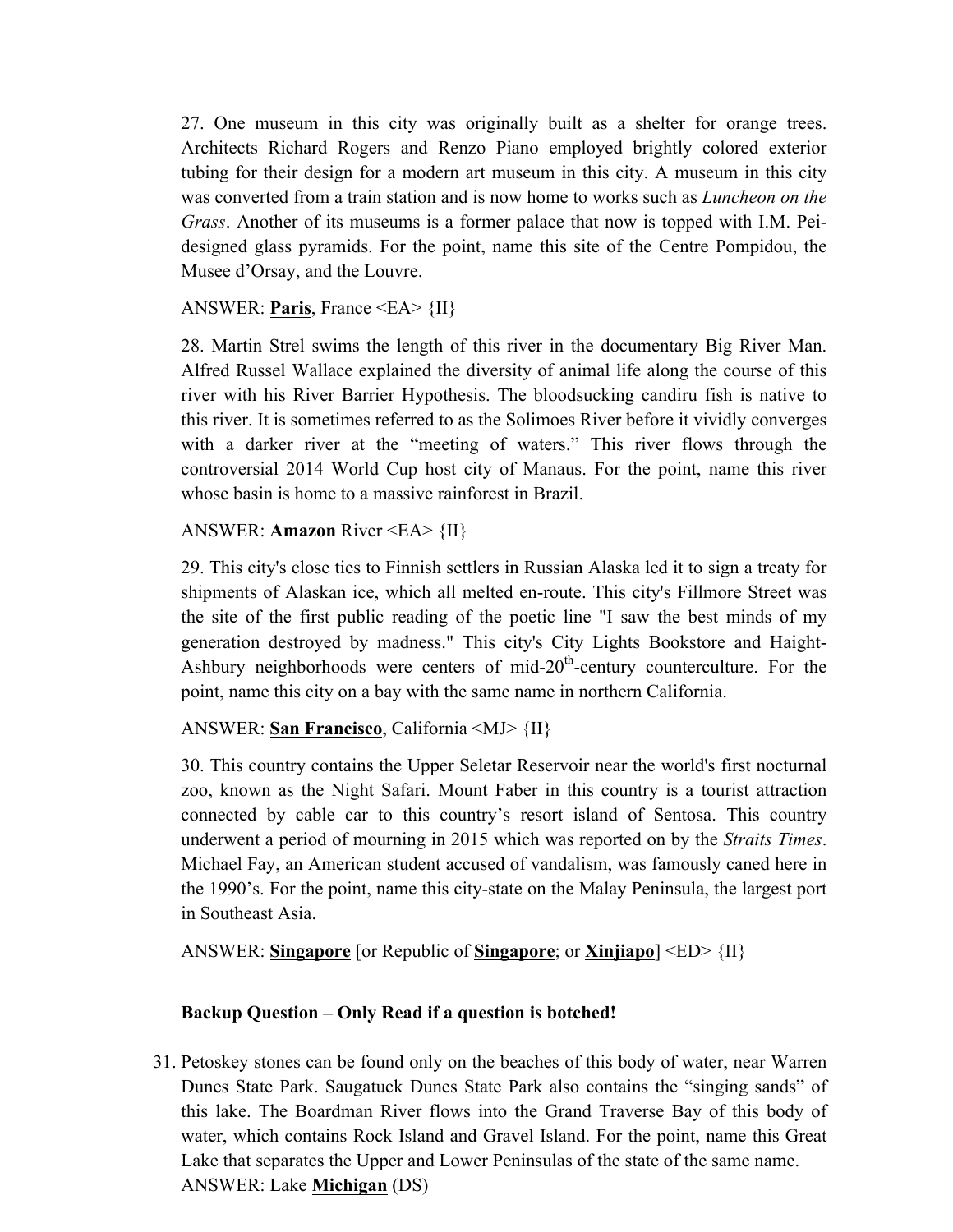27. One museum in this city was originally built as a shelter for orange trees. Architects Richard Rogers and Renzo Piano employed brightly colored exterior tubing for their design for a modern art museum in this city. A museum in this city was converted from a train station and is now home to works such as *Luncheon on the Grass*. Another of its museums is a former palace that now is topped with I.M. Pei-designed glass pyramids. For the point, name this site of the Centre Pompidou, the Musee d'Orsay, and the Louvre.

ANSWER: **Paris**, France <EA> {II}

28. Martin Strel swims the length of this river in the documentary Big River Man. Alfred Russel Wallace explained the diversity of animal life along the course of this river with his River Barrier Hypothesis. The bloodsucking candiru fish is native to this river. It is sometimes referred to as the Solimoes River before it vividly converges with a darker river at the "meeting of waters." This river flows through the controversial 2014 World Cup host city of Manaus. For the point, name this river whose basin is home to a massive rainforest in Brazil.

ANSWER: **Amazon** River <EA> {II}

29. This city's close ties to Finnish settlers in Russian Alaska led it to sign a treaty for shipments of Alaskan ice, which all melted en-route. This city's Fillmore Street was the site of the first public reading of the poetic line "I saw the best minds of my generation destroyed by madness." This city's City Lights Bookstore and Haight-Ashbury neighborhoods were centers of mid-20th-century counterculture. For the point, name this city on a bay with the same name in northern California.

ANSWER: **San Francisco**, California <MJ> {II}

30. This country contains the Upper Seletar Reservoir near the world's first nocturnal zoo, known as the Night Safari. Mount Faber in this country is a tourist attraction connected by cable car to this country's resort island of Sentosa. This country underwent a period of mourning in 2015 which was reported on by the *Straits Times*. Michael Fay, an American student accused of vandalism, was famously caned here in the 1990's. For the point, name this city-state on the Malay Peninsula, the largest port in Southeast Asia.

ANSWER: **Singapore** [or Republic of **Singapore**; or **Xinjiapo**] <ED> {II}

**Backup Question – Only Read if a question is botched!**

31. Petoskey stones can be found only on the beaches of this body of water, near Warren Dunes State Park. Saugatuck Dunes State Park also contains the "singing sands" of this lake. The Boardman River flows into the Grand Traverse Bay of this body of water, which contains Rock Island and Gravel Island. For the point, name this Great Lake that separates the Upper and Lower Peninsulas of the state of the same name.
ANSWER: Lake **Michigan** (DS)